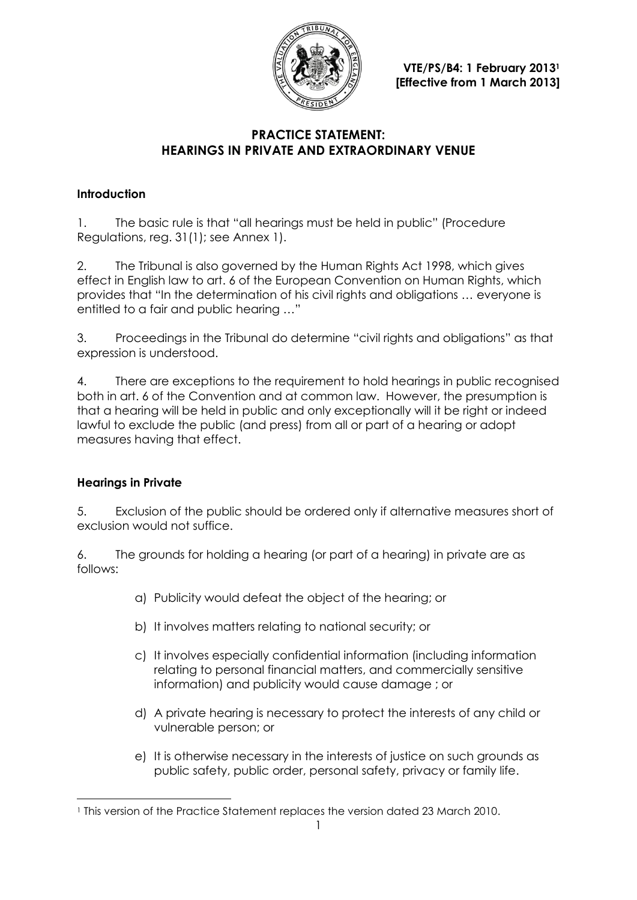**VTE/PS/B4: 1 February 2013[1]**
**[Effective from 1 March 2013]**

# PRACTICE STATEMENT: HEARINGS IN PRIVATE AND EXTRAORDINARY VENUE

## Introduction

1. The basic rule is that "all hearings must be held in public" (Procedure Regulations, reg. 31(1); see Annex 1).

2. The Tribunal is also governed by the Human Rights Act 1998, which gives effect in English law to art. 6 of the European Convention on Human Rights, which provides that "In the determination of his civil rights and obligations … everyone is entitled to a fair and public hearing …"

3. Proceedings in the Tribunal do determine "civil rights and obligations" as that expression is understood.

4. There are exceptions to the requirement to hold hearings in public recognised both in art. 6 of the Convention and at common law. However, the presumption is that a hearing will be held in public and only exceptionally will it be right or indeed lawful to exclude the public (and press) from all or part of a hearing or adopt measures having that effect.

## Hearings in Private

5. Exclusion of the public should be ordered only if alternative measures short of exclusion would not suffice.

6. The grounds for holding a hearing (or part of a hearing) in private are as follows:

   a) Publicity would defeat the object of the hearing; or

   b) It involves matters relating to national security; or

   c) It involves especially confidential information (including information relating to personal financial matters, and commercially sensitive information) and publicity would cause damage ; or

   d) A private hearing is necessary to protect the interests of any child or vulnerable person; or

   e) It is otherwise necessary in the interests of justice on such grounds as public safety, public order, personal safety, privacy or family life.

[1] This version of the Practice Statement replaces the version dated 23 March 2010.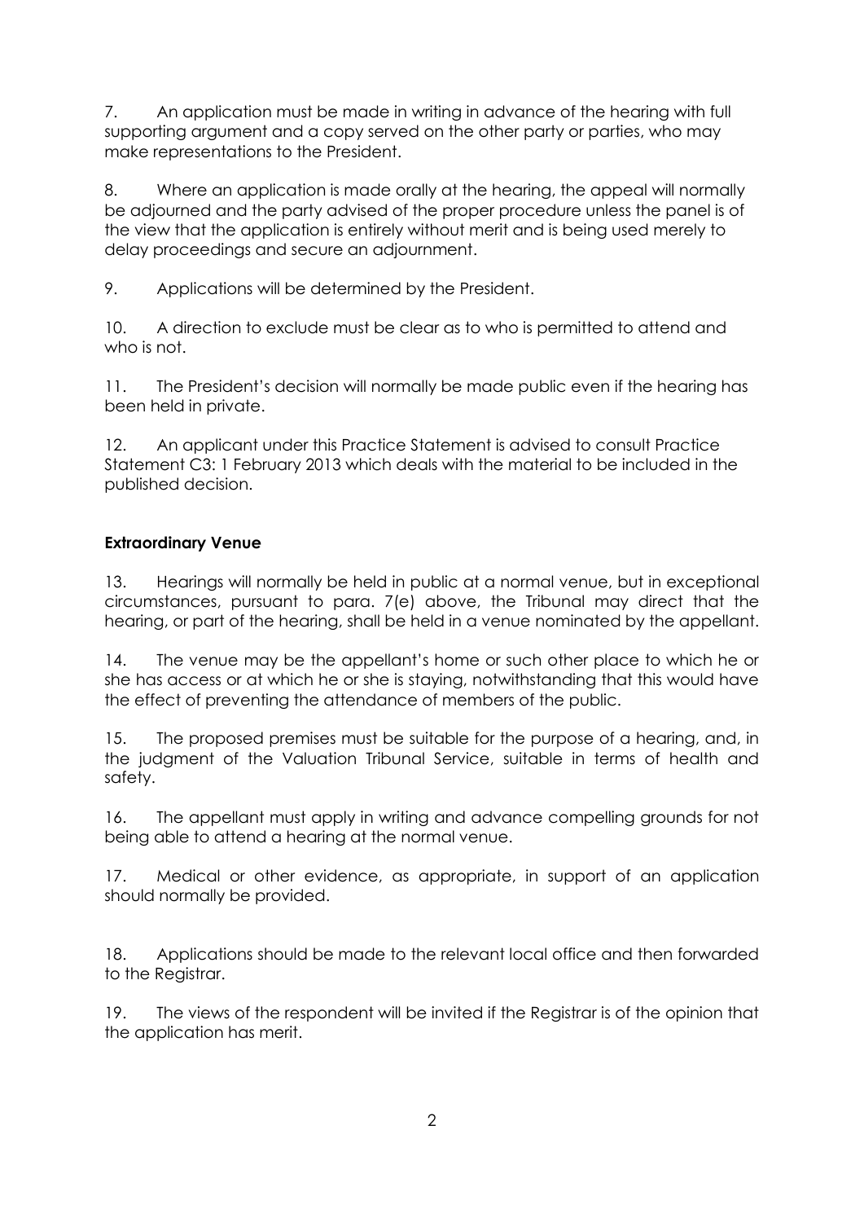7. An application must be made in writing in advance of the hearing with full supporting argument and a copy served on the other party or parties, who may make representations to the President.

8. Where an application is made orally at the hearing, the appeal will normally be adjourned and the party advised of the proper procedure unless the panel is of the view that the application is entirely without merit and is being used merely to delay proceedings and secure an adjournment.

9. Applications will be determined by the President.

10. A direction to exclude must be clear as to who is permitted to attend and who is not.

11. The President's decision will normally be made public even if the hearing has been held in private.

12. An applicant under this Practice Statement is advised to consult Practice Statement C3: 1 February 2013 which deals with the material to be included in the published decision.

**Extraordinary Venue**

13. Hearings will normally be held in public at a normal venue, but in exceptional circumstances, pursuant to para. 7(e) above, the Tribunal may direct that the hearing, or part of the hearing, shall be held in a venue nominated by the appellant.

14. The venue may be the appellant's home or such other place to which he or she has access or at which he or she is staying, notwithstanding that this would have the effect of preventing the attendance of members of the public.

15. The proposed premises must be suitable for the purpose of a hearing, and, in the judgment of the Valuation Tribunal Service, suitable in terms of health and safety.

16. The appellant must apply in writing and advance compelling grounds for not being able to attend a hearing at the normal venue.

17. Medical or other evidence, as appropriate, in support of an application should normally be provided.

18. Applications should be made to the relevant local office and then forwarded to the Registrar.

19. The views of the respondent will be invited if the Registrar is of the opinion that the application has merit.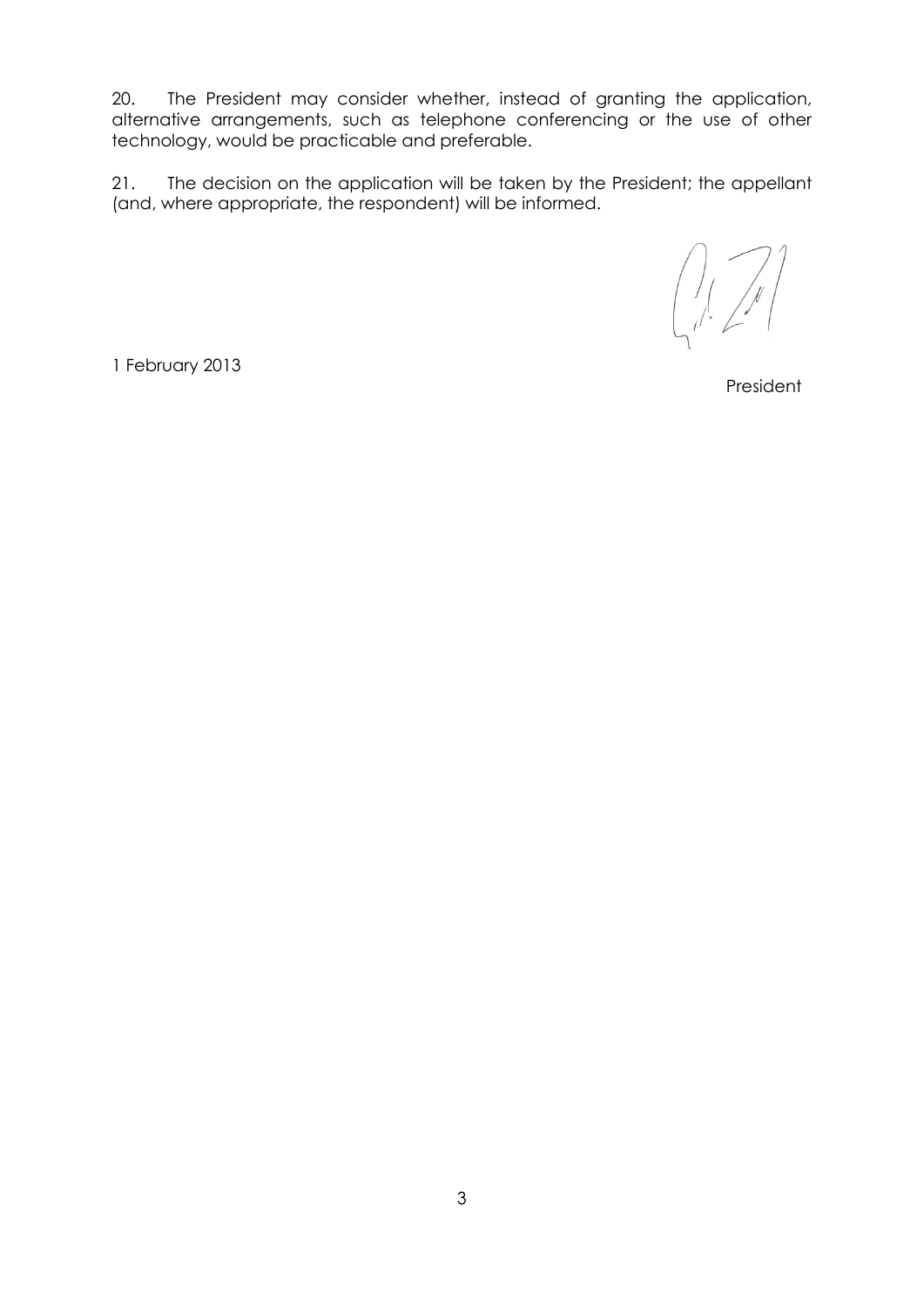20. The President may consider whether, instead of granting the application, alternative arrangements, such as telephone conferencing or the use of other technology, would be practicable and preferable.

21. The decision on the application will be taken by the President; the appellant (and, where appropriate, the respondent) will be informed.

1 February 2013

President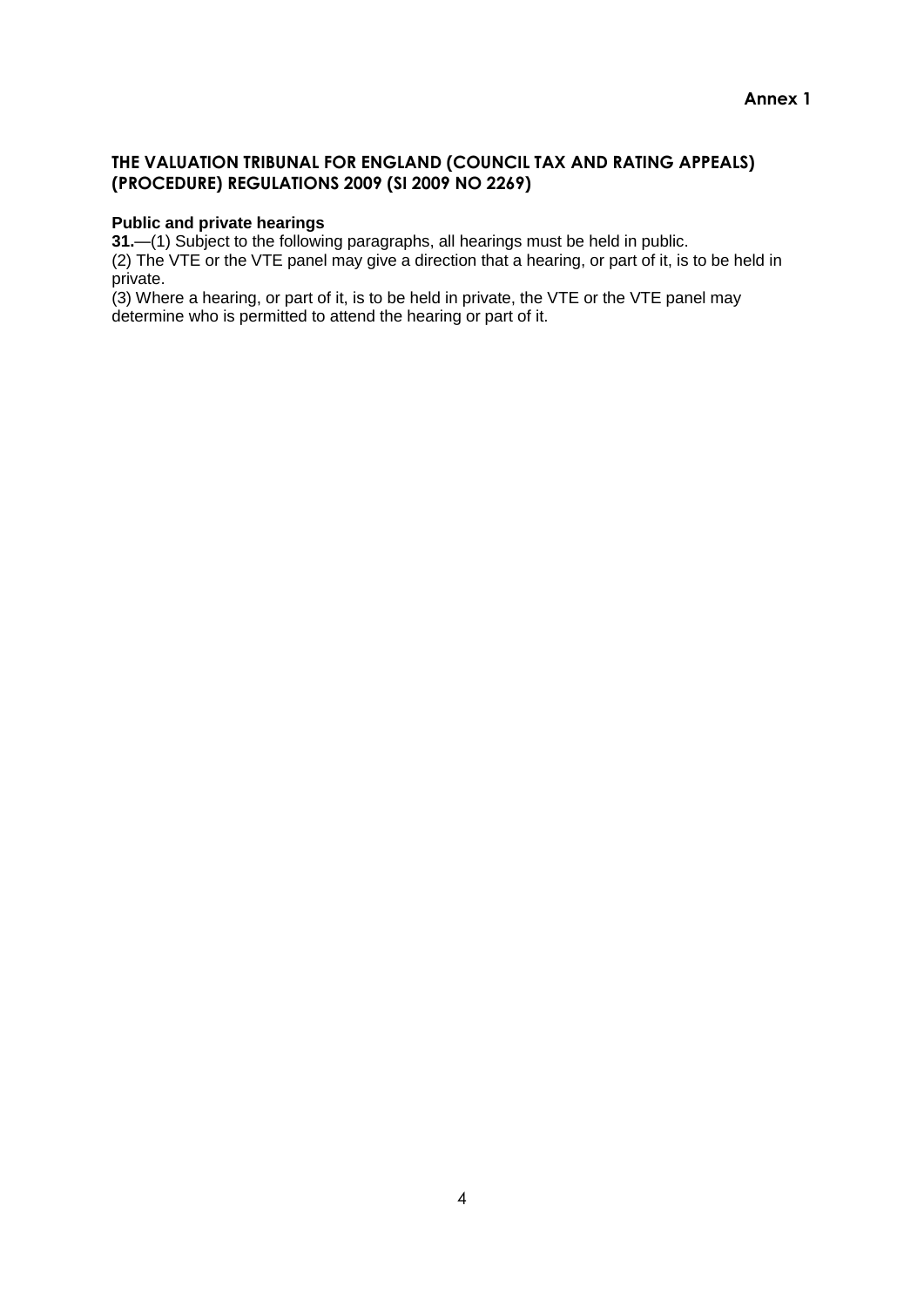**Annex 1**

## THE VALUATION TRIBUNAL FOR ENGLAND (COUNCIL TAX AND RATING APPEALS) (PROCEDURE) REGULATIONS 2009 (SI 2009 NO 2269)

**Public and private hearings**

**31.**—(1) Subject to the following paragraphs, all hearings must be held in public.

(2) The VTE or the VTE panel may give a direction that a hearing, or part of it, is to be held in private.

(3) Where a hearing, or part of it, is to be held in private, the VTE or the VTE panel may determine who is permitted to attend the hearing or part of it.